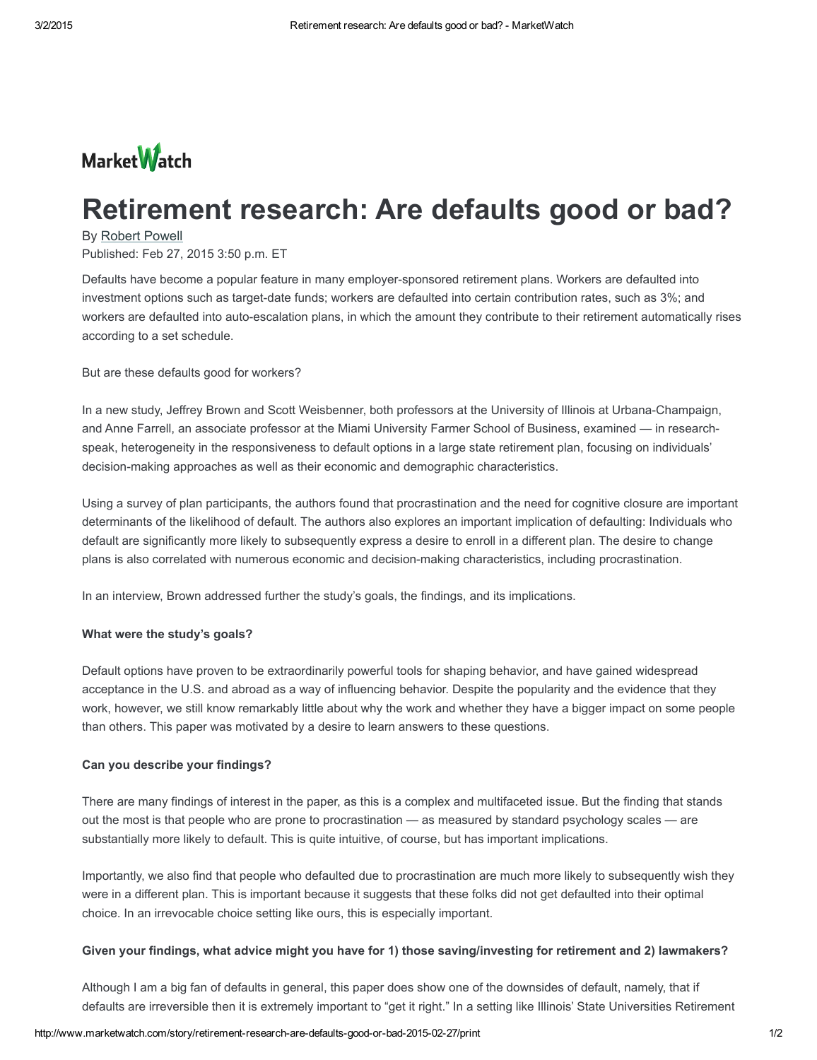MarketWatch

# Retirement research: Are defaults good or bad?

By Robert Powell

Published: Feb 27, 2015 3:50 p.m. ET

Defaults have become a popular feature in many employer-sponsored retirement plans. Workers are defaulted into investment options such as target-date funds; workers are defaulted into certain contribution rates, such as 3%; and workers are defaulted into auto-escalation plans, in which the amount they contribute to their retirement automatically rises according to a set schedule.

But are these defaults good for workers?

In a new study, Jeffrey Brown and Scott Weisbenner, both professors at the University of Illinois at Urbana-Champaign, and Anne Farrell, an associate professor at the Miami University Farmer School of Business, examined — in research-speak, heterogeneity in the responsiveness to default options in a large state retirement plan, focusing on individuals' decision-making approaches as well as their economic and demographic characteristics.

Using a survey of plan participants, the authors found that procrastination and the need for cognitive closure are important determinants of the likelihood of default. The authors also explores an important implication of defaulting: Individuals who default are significantly more likely to subsequently express a desire to enroll in a different plan. The desire to change plans is also correlated with numerous economic and decision-making characteristics, including procrastination.

In an interview, Brown addressed further the study's goals, the findings, and its implications.

**What were the study's goals?**

Default options have proven to be extraordinarily powerful tools for shaping behavior, and have gained widespread acceptance in the U.S. and abroad as a way of influencing behavior. Despite the popularity and the evidence that they work, however, we still know remarkably little about why the work and whether they have a bigger impact on some people than others. This paper was motivated by a desire to learn answers to these questions.

**Can you describe your findings?**

There are many findings of interest in the paper, as this is a complex and multifaceted issue. But the finding that stands out the most is that people who are prone to procrastination — as measured by standard psychology scales — are substantially more likely to default. This is quite intuitive, of course, but has important implications.

Importantly, we also find that people who defaulted due to procrastination are much more likely to subsequently wish they were in a different plan. This is important because it suggests that these folks did not get defaulted into their optimal choice. In an irrevocable choice setting like ours, this is especially important.

**Given your findings, what advice might you have for 1) those saving/investing for retirement and 2) lawmakers?**

Although I am a big fan of defaults in general, this paper does show one of the downsides of default, namely, that if defaults are irreversible then it is extremely important to "get it right." In a setting like Illinois' State Universities Retirement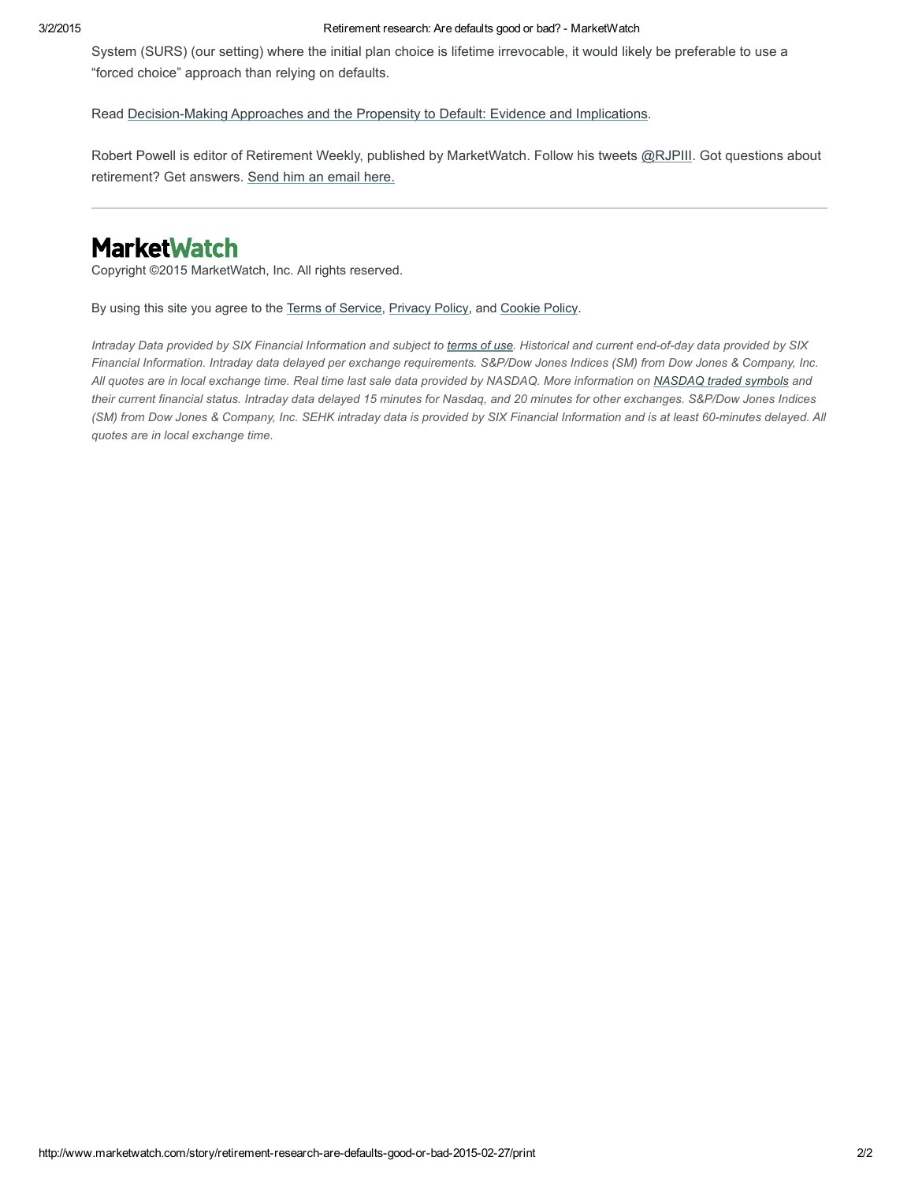System (SURS) (our setting) where the initial plan choice is lifetime irrevocable, it would likely be preferable to use a "forced choice" approach than relying on defaults.

Read Decision-Making Approaches and the Propensity to Default: Evidence and Implications.

Robert Powell is editor of Retirement Weekly, published by MarketWatch. Follow his tweets @RJPIII. Got questions about retirement? Get answers. Send him an email here.

---

**MarketWatch**

Copyright ©2015 MarketWatch, Inc. All rights reserved.

By using this site you agree to the Terms of Service, Privacy Policy, and Cookie Policy.

*Intraday Data provided by SIX Financial Information and subject to terms of use. Historical and current end-of-day data provided by SIX Financial Information. Intraday data delayed per exchange requirements. S&P/Dow Jones Indices (SM) from Dow Jones & Company, Inc. All quotes are in local exchange time. Real time last sale data provided by NASDAQ. More information on NASDAQ traded symbols and their current financial status. Intraday data delayed 15 minutes for Nasdaq, and 20 minutes for other exchanges. S&P/Dow Jones Indices (SM) from Dow Jones & Company, Inc. SEHK intraday data is provided by SIX Financial Information and is at least 60-minutes delayed. All quotes are in local exchange time.*